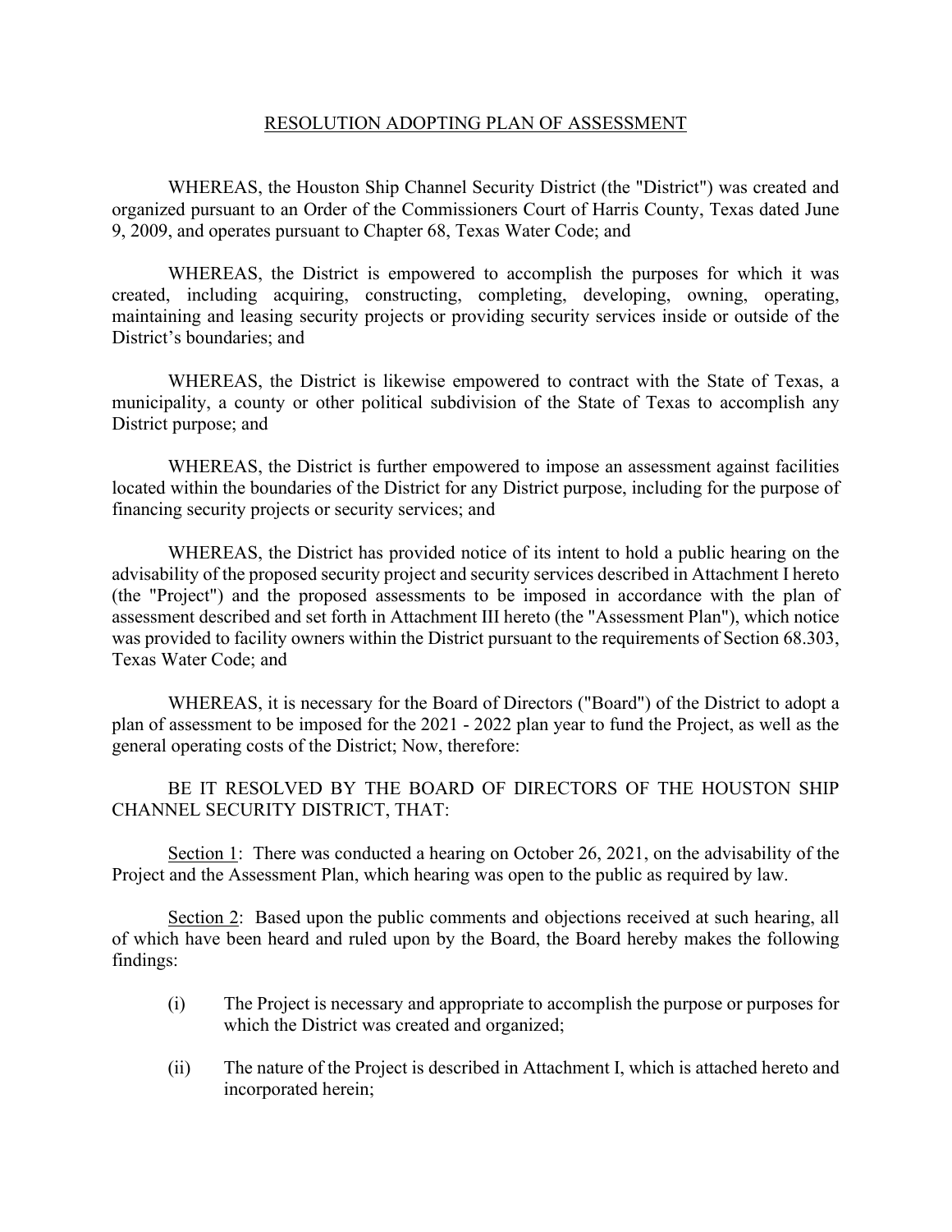# RESOLUTION ADOPTING PLAN OF ASSESSMENT

WHEREAS, the Houston Ship Channel Security District (the "District") was created and organized pursuant to an Order of the Commissioners Court of Harris County, Texas dated June 9, 2009, and operates pursuant to Chapter 68, Texas Water Code; and

WHEREAS, the District is empowered to accomplish the purposes for which it was created, including acquiring, constructing, completing, developing, owning, operating, maintaining and leasing security projects or providing security services inside or outside of the District's boundaries; and

WHEREAS, the District is likewise empowered to contract with the State of Texas, a municipality, a county or other political subdivision of the State of Texas to accomplish any District purpose; and

WHEREAS, the District is further empowered to impose an assessment against facilities located within the boundaries of the District for any District purpose, including for the purpose of financing security projects or security services; and

WHEREAS, the District has provided notice of its intent to hold a public hearing on the advisability of the proposed security project and security services described in Attachment I hereto (the "Project") and the proposed assessments to be imposed in accordance with the plan of assessment described and set forth in Attachment III hereto (the "Assessment Plan"), which notice was provided to facility owners within the District pursuant to the requirements of Section 68.303, Texas Water Code; and

WHEREAS, it is necessary for the Board of Directors ("Board") of the District to adopt a plan of assessment to be imposed for the 2021 - 2022 plan year to fund the Project, as well as the general operating costs of the District; Now, therefore:

BE IT RESOLVED BY THE BOARD OF DIRECTORS OF THE HOUSTON SHIP CHANNEL SECURITY DISTRICT, THAT:

Section 1: There was conducted a hearing on October 26, 2021, on the advisability of the Project and the Assessment Plan, which hearing was open to the public as required by law.

Section 2: Based upon the public comments and objections received at such hearing, all of which have been heard and ruled upon by the Board, the Board hereby makes the following findings:

(i) The Project is necessary and appropriate to accomplish the purpose or purposes for which the District was created and organized;

(ii) The nature of the Project is described in Attachment I, which is attached hereto and incorporated herein;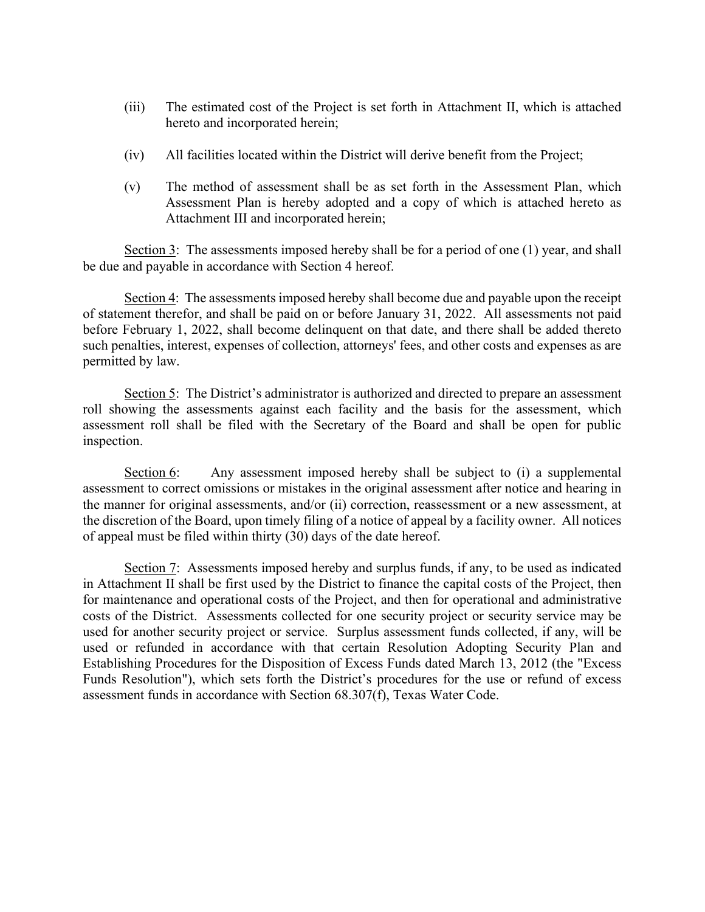(iii) The estimated cost of the Project is set forth in Attachment II, which is attached hereto and incorporated herein;

(iv) All facilities located within the District will derive benefit from the Project;

(v) The method of assessment shall be as set forth in the Assessment Plan, which Assessment Plan is hereby adopted and a copy of which is attached hereto as Attachment III and incorporated herein;

<u>Section 3</u>: The assessments imposed hereby shall be for a period of one (1) year, and shall be due and payable in accordance with Section 4 hereof.

<u>Section 4</u>: The assessments imposed hereby shall become due and payable upon the receipt of statement therefor, and shall be paid on or before January 31, 2022. All assessments not paid before February 1, 2022, shall become delinquent on that date, and there shall be added thereto such penalties, interest, expenses of collection, attorneys' fees, and other costs and expenses as are permitted by law.

<u>Section 5</u>: The District's administrator is authorized and directed to prepare an assessment roll showing the assessments against each facility and the basis for the assessment, which assessment roll shall be filed with the Secretary of the Board and shall be open for public inspection.

<u>Section 6</u>: Any assessment imposed hereby shall be subject to (i) a supplemental assessment to correct omissions or mistakes in the original assessment after notice and hearing in the manner for original assessments, and/or (ii) correction, reassessment or a new assessment, at the discretion of the Board, upon timely filing of a notice of appeal by a facility owner. All notices of appeal must be filed within thirty (30) days of the date hereof.

<u>Section 7</u>: Assessments imposed hereby and surplus funds, if any, to be used as indicated in Attachment II shall be first used by the District to finance the capital costs of the Project, then for maintenance and operational costs of the Project, and then for operational and administrative costs of the District. Assessments collected for one security project or security service may be used for another security project or service. Surplus assessment funds collected, if any, will be used or refunded in accordance with that certain Resolution Adopting Security Plan and Establishing Procedures for the Disposition of Excess Funds dated March 13, 2012 (the "Excess Funds Resolution"), which sets forth the District's procedures for the use or refund of excess assessment funds in accordance with Section 68.307(f), Texas Water Code.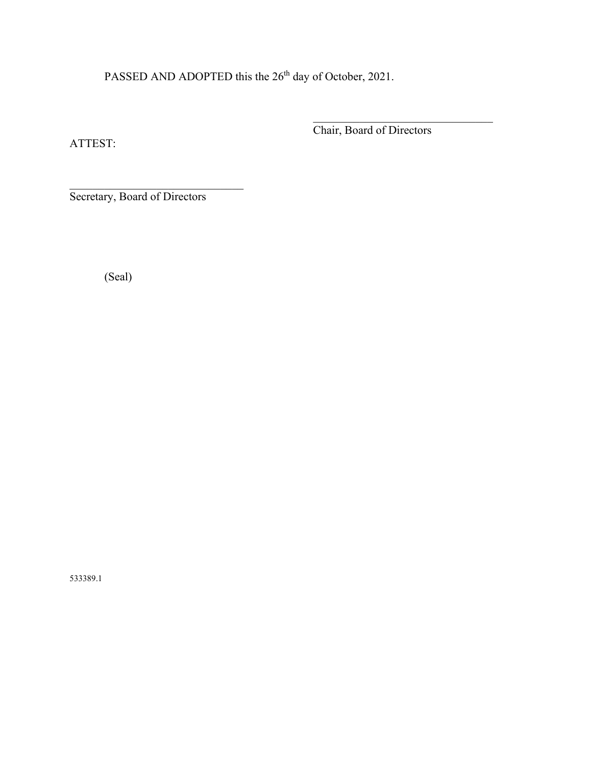PASSED AND ADOPTED this the 26th day of October, 2021.

\_\_\_\_\_\_\_\_\_\_\_\_\_\_\_\_\_\_\_\_\_\_\_\_\_\_\_\_\_\_\_\_
Chair, Board of Directors

ATTEST:

\_\_\_\_\_\_\_\_\_\_\_\_\_\_\_\_\_\_\_\_\_\_\_\_\_\_\_\_\_\_\_\_
Secretary, Board of Directors

(Seal)

533389.1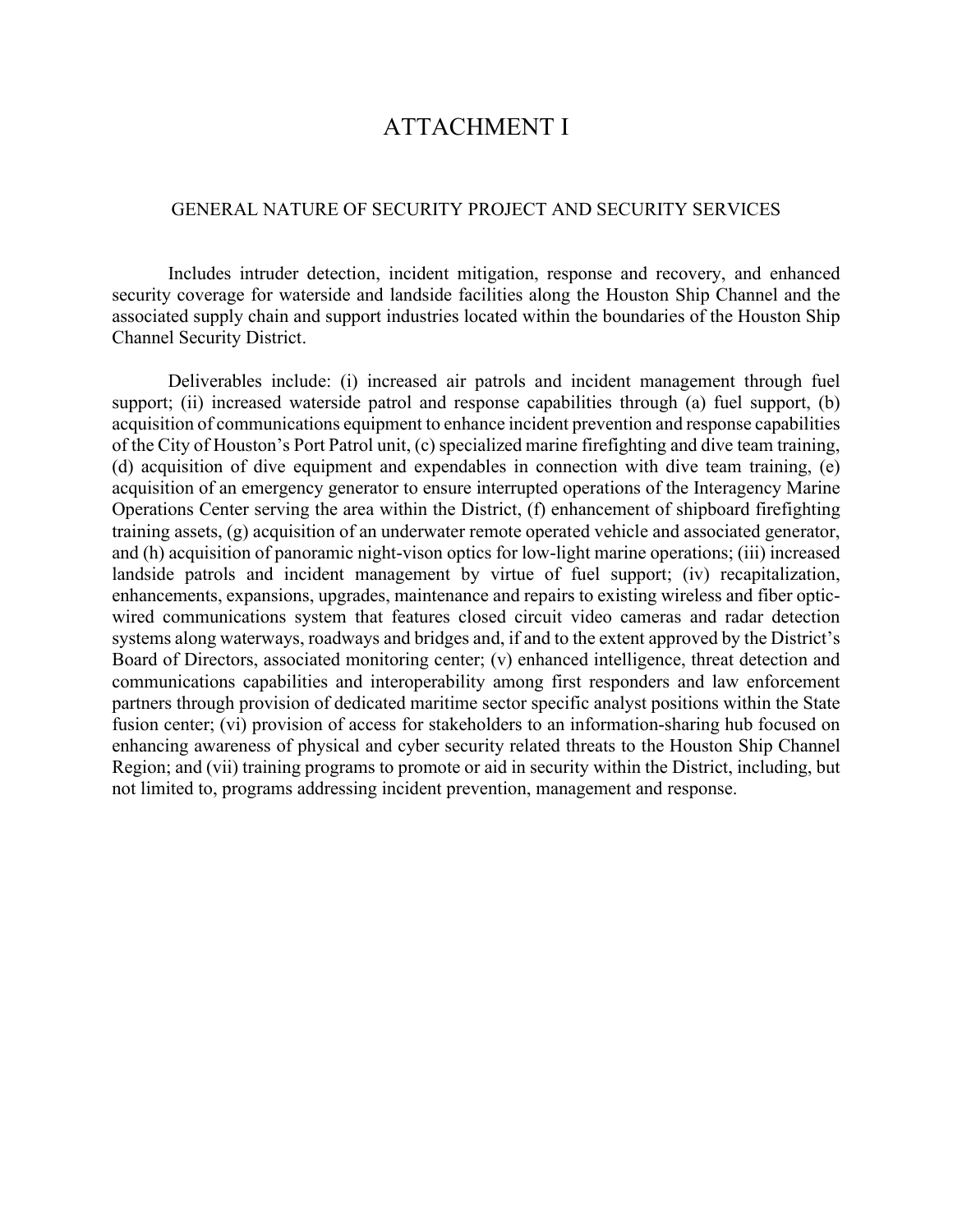# ATTACHMENT I

## GENERAL NATURE OF SECURITY PROJECT AND SECURITY SERVICES

Includes intruder detection, incident mitigation, response and recovery, and enhanced security coverage for waterside and landside facilities along the Houston Ship Channel and the associated supply chain and support industries located within the boundaries of the Houston Ship Channel Security District.

Deliverables include: (i) increased air patrols and incident management through fuel support; (ii) increased waterside patrol and response capabilities through (a) fuel support, (b) acquisition of communications equipment to enhance incident prevention and response capabilities of the City of Houston's Port Patrol unit, (c) specialized marine firefighting and dive team training, (d) acquisition of dive equipment and expendables in connection with dive team training, (e) acquisition of an emergency generator to ensure interrupted operations of the Interagency Marine Operations Center serving the area within the District, (f) enhancement of shipboard firefighting training assets, (g) acquisition of an underwater remote operated vehicle and associated generator, and (h) acquisition of panoramic night-vison optics for low-light marine operations; (iii) increased landside patrols and incident management by virtue of fuel support; (iv) recapitalization, enhancements, expansions, upgrades, maintenance and repairs to existing wireless and fiber optic-wired communications system that features closed circuit video cameras and radar detection systems along waterways, roadways and bridges and, if and to the extent approved by the District's Board of Directors, associated monitoring center; (v) enhanced intelligence, threat detection and communications capabilities and interoperability among first responders and law enforcement partners through provision of dedicated maritime sector specific analyst positions within the State fusion center; (vi) provision of access for stakeholders to an information-sharing hub focused on enhancing awareness of physical and cyber security related threats to the Houston Ship Channel Region; and (vii) training programs to promote or aid in security within the District, including, but not limited to, programs addressing incident prevention, management and response.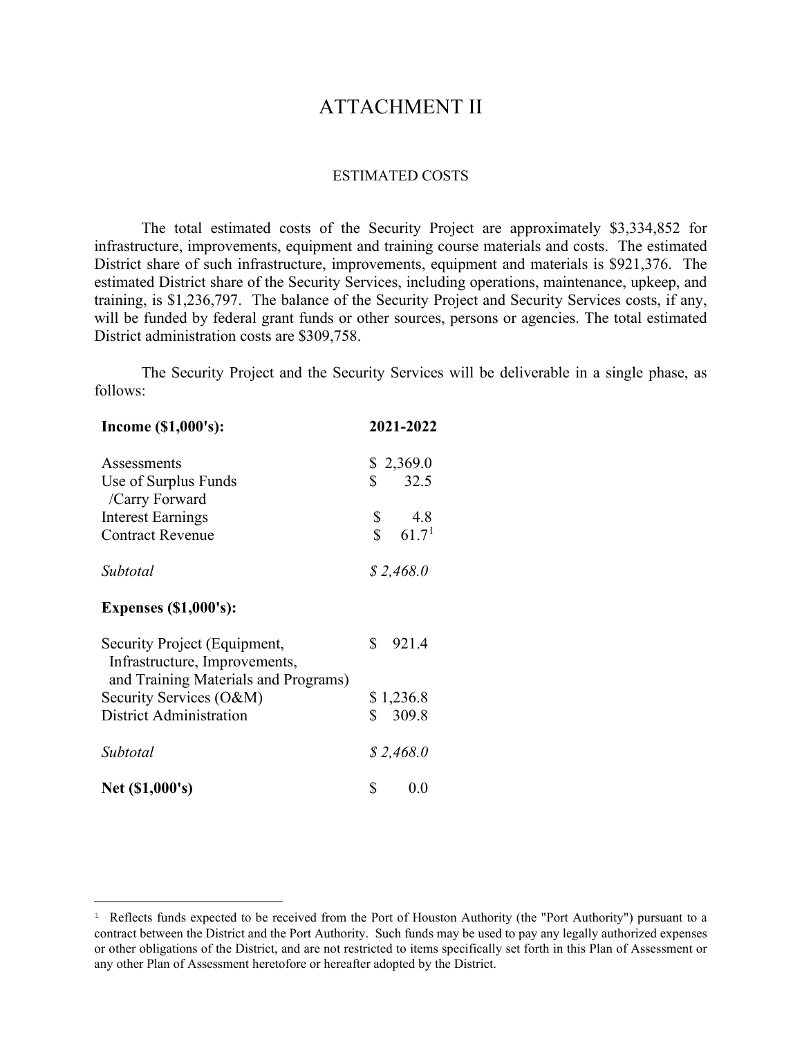# ATTACHMENT II

## ESTIMATED COSTS

The total estimated costs of the Security Project are approximately $3,334,852 for infrastructure, improvements, equipment and training course materials and costs. The estimated District share of such infrastructure, improvements, equipment and materials is $921,376. The estimated District share of the Security Services, including operations, maintenance, upkeep, and training, is $1,236,797. The balance of the Security Project and Security Services costs, if any, will be funded by federal grant funds or other sources, persons or agencies. The total estimated District administration costs are $309,758.

The Security Project and the Security Services will be deliverable in a single phase, as follows:

| **Income ($1,000's):** | **2021-2022** |
|---|---|
| Assessments | $ 2,369.0 |
| Use of Surplus Funds /Carry Forward | $ 32.5 |
| Interest Earnings | $ 4.8 |
| Contract Revenue | $ 61.7[1] |
| *Subtotal* | *$ 2,468.0* |
| **Expenses ($1,000's):** | |
| Security Project (Equipment, Infrastructure, Improvements, and Training Materials and Programs) | $ 921.4 |
| Security Services (O&M) | $ 1,236.8 |
| District Administration | $ 309.8 |
| *Subtotal* | *$ 2,468.0* |
| **Net ($1,000's)** | $ 0.0 |

[1] Reflects funds expected to be received from the Port of Houston Authority (the "Port Authority") pursuant to a contract between the District and the Port Authority. Such funds may be used to pay any legally authorized expenses or other obligations of the District, and are not restricted to items specifically set forth in this Plan of Assessment or any other Plan of Assessment heretofore or hereafter adopted by the District.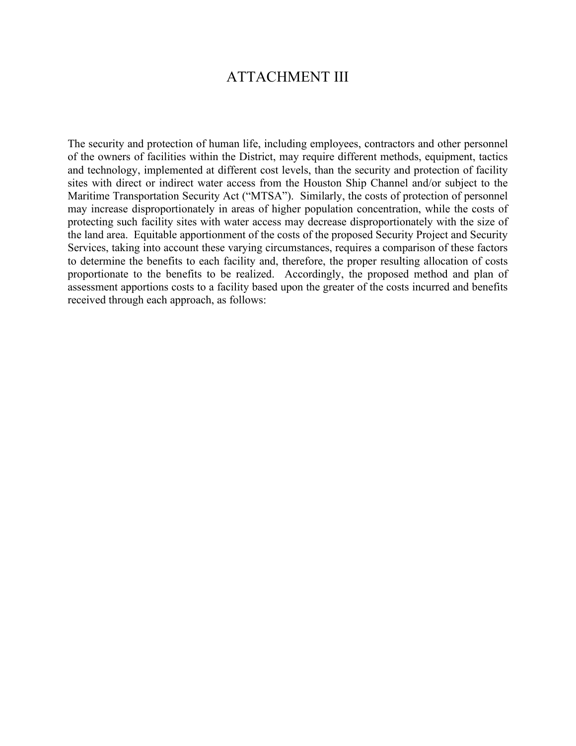# ATTACHMENT III

The security and protection of human life, including employees, contractors and other personnel of the owners of facilities within the District, may require different methods, equipment, tactics and technology, implemented at different cost levels, than the security and protection of facility sites with direct or indirect water access from the Houston Ship Channel and/or subject to the Maritime Transportation Security Act ("MTSA"). Similarly, the costs of protection of personnel may increase disproportionately in areas of higher population concentration, while the costs of protecting such facility sites with water access may decrease disproportionately with the size of the land area. Equitable apportionment of the costs of the proposed Security Project and Security Services, taking into account these varying circumstances, requires a comparison of these factors to determine the benefits to each facility and, therefore, the proper resulting allocation of costs proportionate to the benefits to be realized. Accordingly, the proposed method and plan of assessment apportions costs to a facility based upon the greater of the costs incurred and benefits received through each approach, as follows: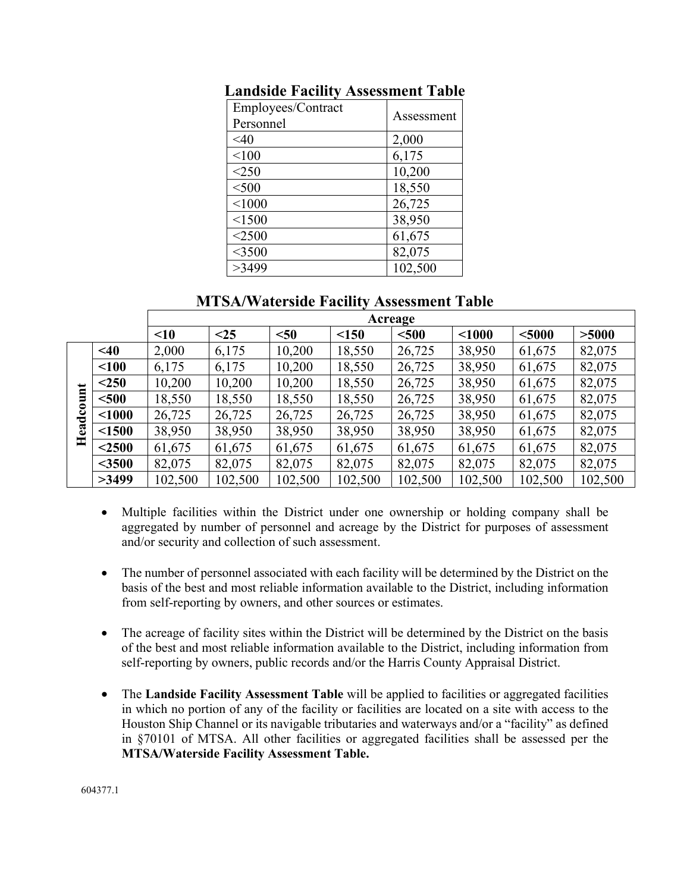## Landside Facility Assessment Table

| Employees/Contract Personnel | Assessment |
|---|---|
| <40 | 2,000 |
| <100 | 6,175 |
| <250 | 10,200 |
| <500 | 18,550 |
| <1000 | 26,725 |
| <1500 | 38,950 |
| <2500 | 61,675 |
| <3500 | 82,075 |
| >3499 | 102,500 |

## MTSA/Waterside Facility Assessment Table

| | | Acreage | | | | | | | |
|---|---|---|---|---|---|---|---|---|---|
| | | **<10** | **<25** | **<50** | **<150** | **<500** | **<1000** | **<5000** | **>5000** |
| **Headcount** | **<40** | 2,000 | 6,175 | 10,200 | 18,550 | 26,725 | 38,950 | 61,675 | 82,075 |
| | **<100** | 6,175 | 6,175 | 10,200 | 18,550 | 26,725 | 38,950 | 61,675 | 82,075 |
| | **<250** | 10,200 | 10,200 | 10,200 | 18,550 | 26,725 | 38,950 | 61,675 | 82,075 |
| | **<500** | 18,550 | 18,550 | 18,550 | 18,550 | 26,725 | 38,950 | 61,675 | 82,075 |
| | **<1000** | 26,725 | 26,725 | 26,725 | 26,725 | 26,725 | 38,950 | 61,675 | 82,075 |
| | **<1500** | 38,950 | 38,950 | 38,950 | 38,950 | 38,950 | 38,950 | 61,675 | 82,075 |
| | **<2500** | 61,675 | 61,675 | 61,675 | 61,675 | 61,675 | 61,675 | 61,675 | 82,075 |
| | **<3500** | 82,075 | 82,075 | 82,075 | 82,075 | 82,075 | 82,075 | 82,075 | 82,075 |
| | **>3499** | 102,500 | 102,500 | 102,500 | 102,500 | 102,500 | 102,500 | 102,500 | 102,500 |

- Multiple facilities within the District under one ownership or holding company shall be aggregated by number of personnel and acreage by the District for purposes of assessment and/or security and collection of such assessment.

- The number of personnel associated with each facility will be determined by the District on the basis of the best and most reliable information available to the District, including information from self-reporting by owners, and other sources or estimates.

- The acreage of facility sites within the District will be determined by the District on the basis of the best and most reliable information available to the District, including information from self-reporting by owners, public records and/or the Harris County Appraisal District.

- The **Landside Facility Assessment Table** will be applied to facilities or aggregated facilities in which no portion of any of the facility or facilities are located on a site with access to the Houston Ship Channel or its navigable tributaries and waterways and/or a "facility" as defined in §70101 of MTSA. All other facilities or aggregated facilities shall be assessed per the **MTSA/Waterside Facility Assessment Table.**

604377.1